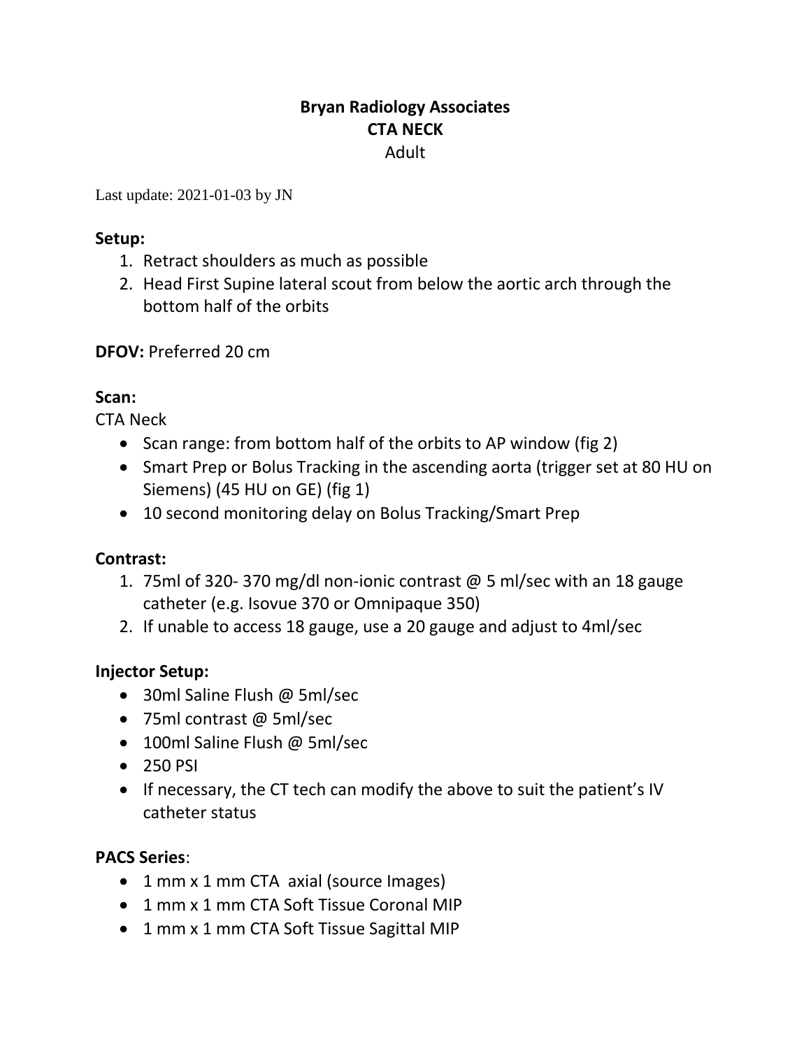# Bryan Radiology Associates
## CTA NECK
Adult

Last update: 2021-01-03 by JN

**Setup:**

1. Retract shoulders as much as possible
2. Head First Supine lateral scout from below the aortic arch through the bottom half of the orbits

**DFOV:** Preferred 20 cm

**Scan:**

CTA Neck

- Scan range: from bottom half of the orbits to AP window (fig 2)
- Smart Prep or Bolus Tracking in the ascending aorta (trigger set at 80 HU on Siemens) (45 HU on GE) (fig 1)
- 10 second monitoring delay on Bolus Tracking/Smart Prep

**Contrast:**

1. 75ml of 320- 370 mg/dl non-ionic contrast @ 5 ml/sec with an 18 gauge catheter (e.g. Isovue 370 or Omnipaque 350)
2. If unable to access 18 gauge, use a 20 gauge and adjust to 4ml/sec

**Injector Setup:**

- 30ml Saline Flush @ 5ml/sec
- 75ml contrast @ 5ml/sec
- 100ml Saline Flush @ 5ml/sec
- 250 PSI
- If necessary, the CT tech can modify the above to suit the patient's IV catheter status

**PACS Series**:

- 1 mm x 1 mm CTA axial (source Images)
- 1 mm x 1 mm CTA Soft Tissue Coronal MIP
- 1 mm x 1 mm CTA Soft Tissue Sagittal MIP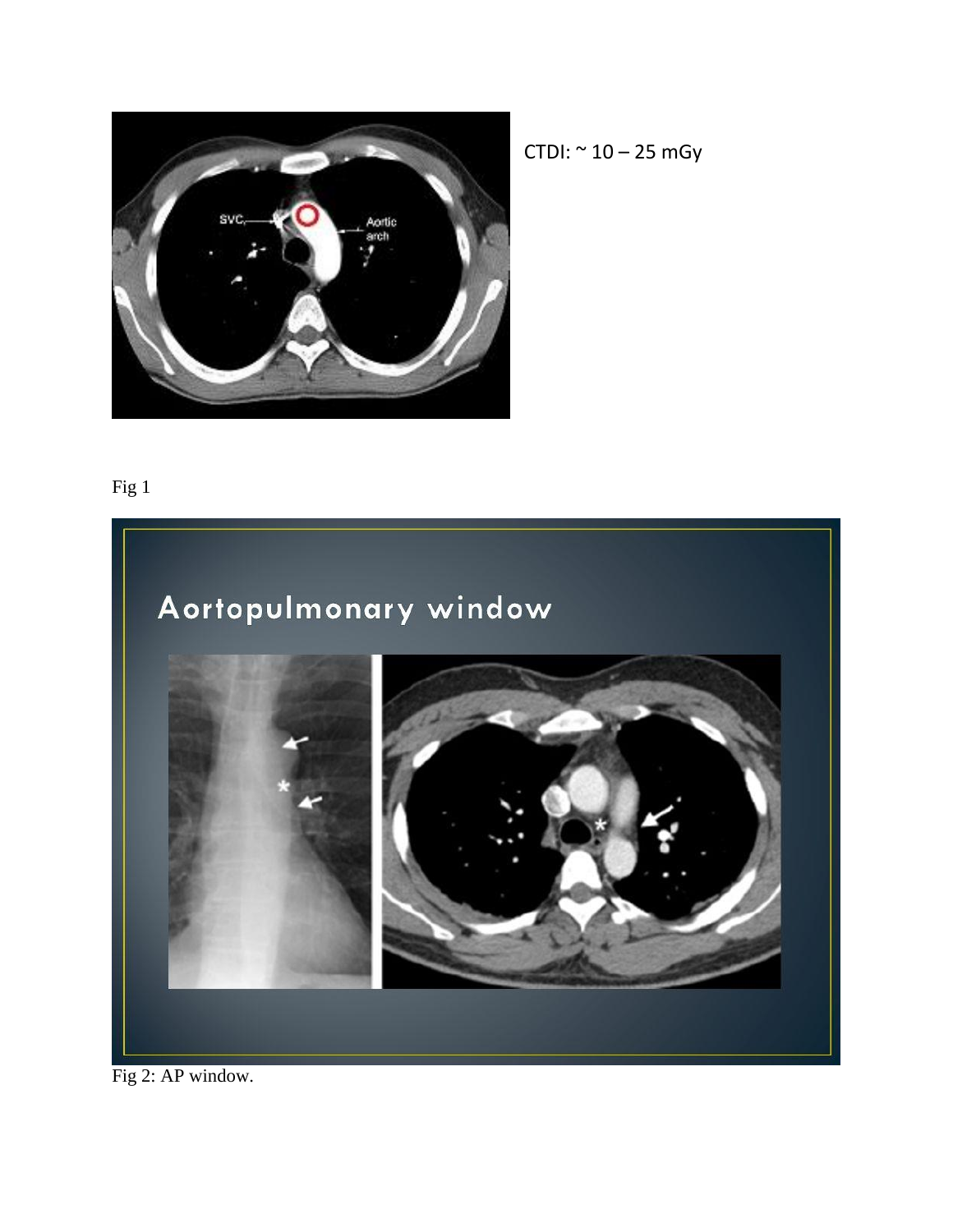CTDI: ~ 10 – 25 mGy

Fig 1

Fig 2: AP window.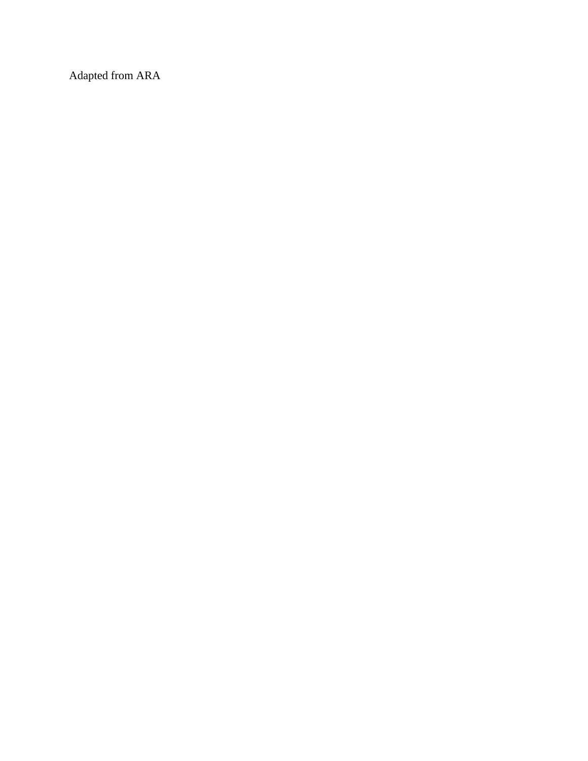Adapted from ARA